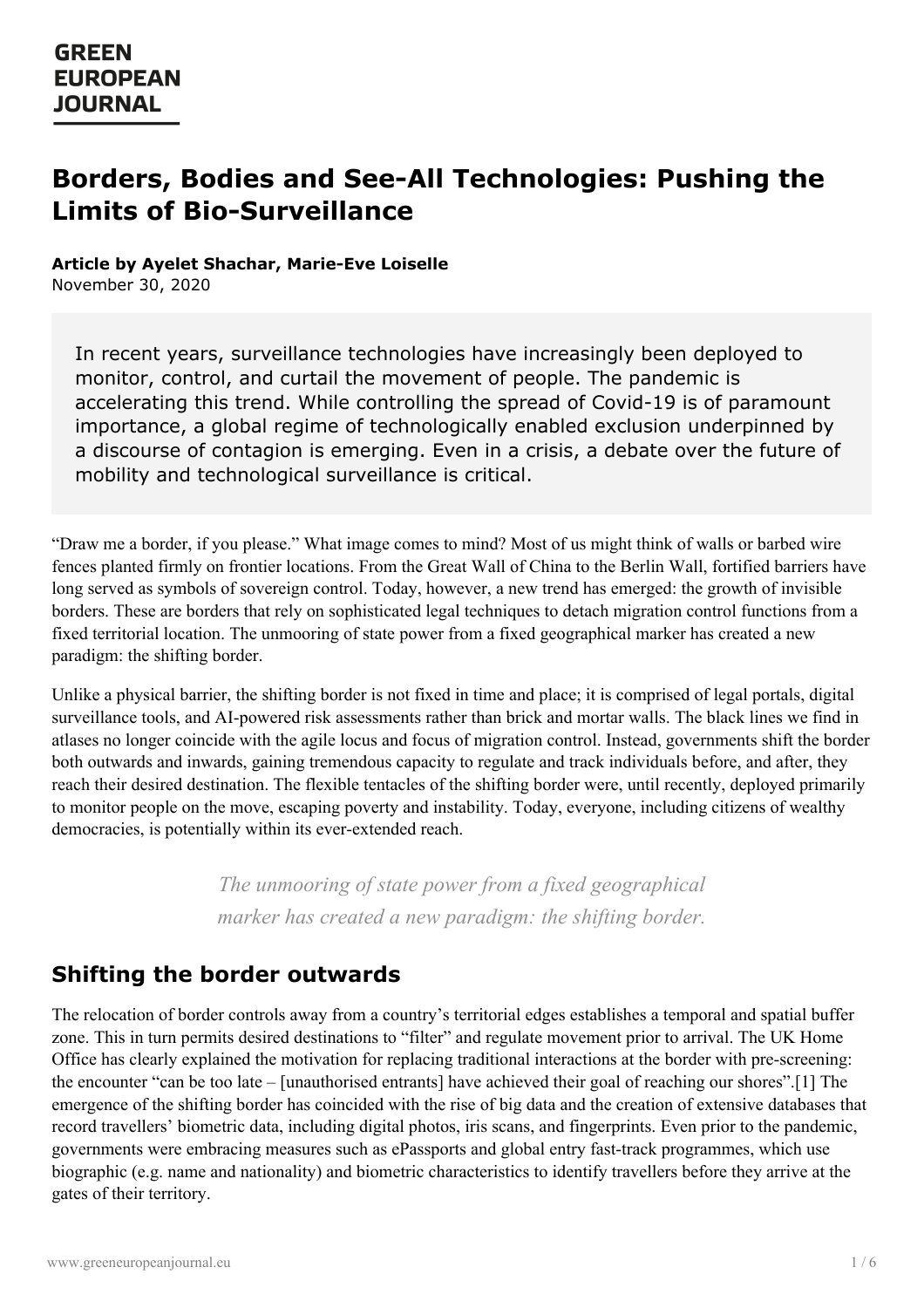# Borders, Bodies and See-All Technologies: Pushing the Limits of Bio-Surveillance

**Article by Ayelet Shachar, Marie-Eve Loiselle**
November 30, 2020

> In recent years, surveillance technologies have increasingly been deployed to monitor, control, and curtail the movement of people. The pandemic is accelerating this trend. While controlling the spread of Covid-19 is of paramount importance, a global regime of technologically enabled exclusion underpinned by a discourse of contagion is emerging. Even in a crisis, a debate over the future of mobility and technological surveillance is critical.

"Draw me a border, if you please." What image comes to mind? Most of us might think of walls or barbed wire fences planted firmly on frontier locations. From the Great Wall of China to the Berlin Wall, fortified barriers have long served as symbols of sovereign control. Today, however, a new trend has emerged: the growth of invisible borders. These are borders that rely on sophisticated legal techniques to detach migration control functions from a fixed territorial location. The unmooring of state power from a fixed geographical marker has created a new paradigm: the shifting border.

Unlike a physical barrier, the shifting border is not fixed in time and place; it is comprised of legal portals, digital surveillance tools, and AI-powered risk assessments rather than brick and mortar walls. The black lines we find in atlases no longer coincide with the agile locus and focus of migration control. Instead, governments shift the border both outwards and inwards, gaining tremendous capacity to regulate and track individuals before, and after, they reach their desired destination. The flexible tentacles of the shifting border were, until recently, deployed primarily to monitor people on the move, escaping poverty and instability. Today, everyone, including citizens of wealthy democracies, is potentially within its ever-extended reach.

> *The unmooring of state power from a fixed geographical marker has created a new paradigm: the shifting border.*

## Shifting the border outwards

The relocation of border controls away from a country's territorial edges establishes a temporal and spatial buffer zone. This in turn permits desired destinations to "filter" and regulate movement prior to arrival. The UK Home Office has clearly explained the motivation for replacing traditional interactions at the border with pre-screening: the encounter "can be too late – [unauthorised entrants] have achieved their goal of reaching our shores".[1] The emergence of the shifting border has coincided with the rise of big data and the creation of extensive databases that record travellers' biometric data, including digital photos, iris scans, and fingerprints. Even prior to the pandemic, governments were embracing measures such as ePassports and global entry fast-track programmes, which use biographic (e.g. name and nationality) and biometric characteristics to identify travellers before they arrive at the gates of their territory.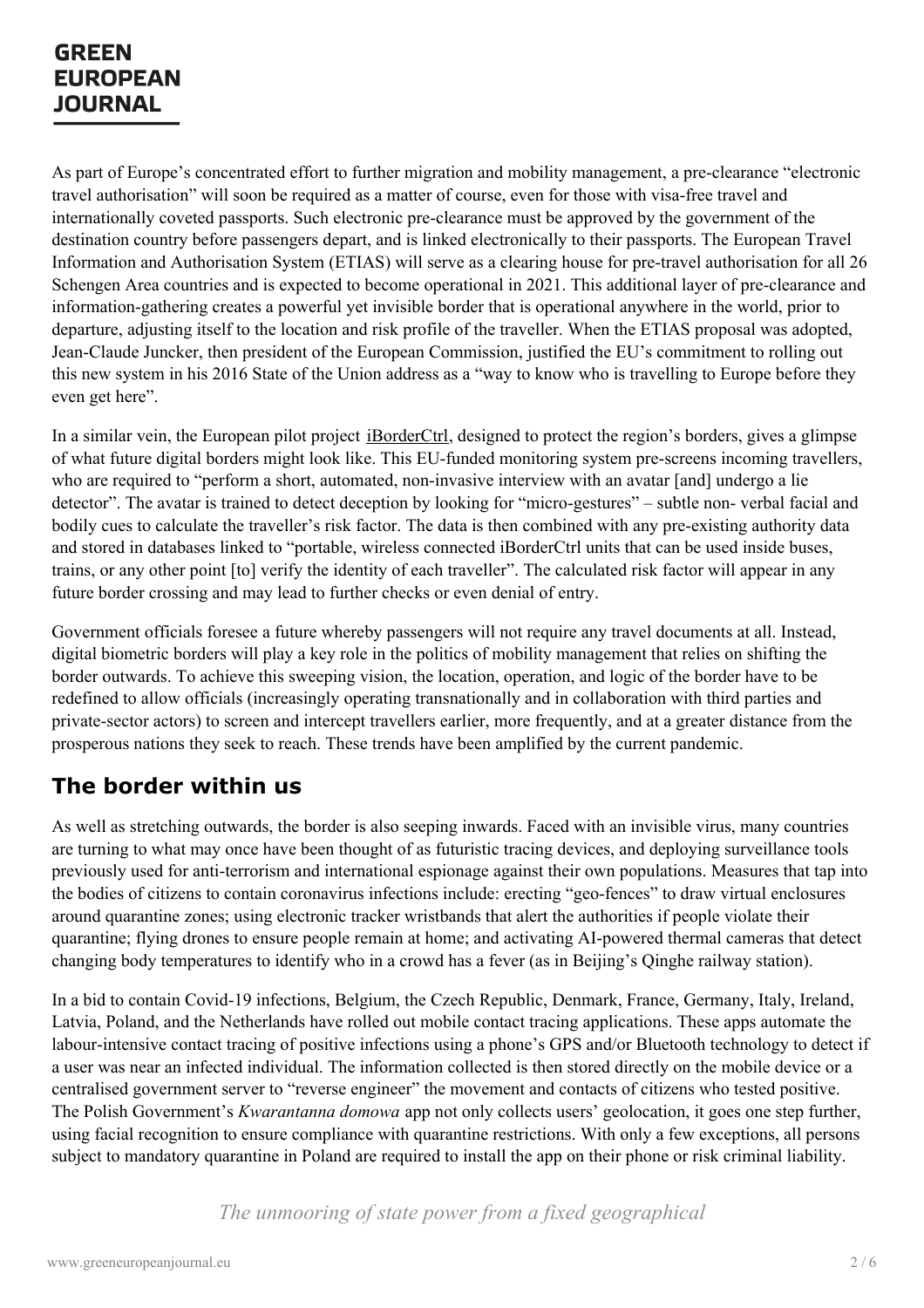As part of Europe's concentrated effort to further migration and mobility management, a pre-clearance "electronic travel authorisation" will soon be required as a matter of course, even for those with visa-free travel and internationally coveted passports. Such electronic pre-clearance must be approved by the government of the destination country before passengers depart, and is linked electronically to their passports. The European Travel Information and Authorisation System (ETIAS) will serve as a clearing house for pre-travel authorisation for all 26 Schengen Area countries and is expected to become operational in 2021. This additional layer of pre-clearance and information-gathering creates a powerful yet invisible border that is operational anywhere in the world, prior to departure, adjusting itself to the location and risk profile of the traveller. When the ETIAS proposal was adopted, Jean-Claude Juncker, then president of the European Commission, justified the EU's commitment to rolling out this new system in his 2016 State of the Union address as a "way to know who is travelling to Europe before they even get here".

In a similar vein, the European pilot project iBorderCtrl, designed to protect the region's borders, gives a glimpse of what future digital borders might look like. This EU-funded monitoring system pre-screens incoming travellers, who are required to "perform a short, automated, non-invasive interview with an avatar [and] undergo a lie detector". The avatar is trained to detect deception by looking for "micro-gestures" – subtle non- verbal facial and bodily cues to calculate the traveller's risk factor. The data is then combined with any pre-existing authority data and stored in databases linked to "portable, wireless connected iBorderCtrl units that can be used inside buses, trains, or any other point [to] verify the identity of each traveller". The calculated risk factor will appear in any future border crossing and may lead to further checks or even denial of entry.

Government officials foresee a future whereby passengers will not require any travel documents at all. Instead, digital biometric borders will play a key role in the politics of mobility management that relies on shifting the border outwards. To achieve this sweeping vision, the location, operation, and logic of the border have to be redefined to allow officials (increasingly operating transnationally and in collaboration with third parties and private-sector actors) to screen and intercept travellers earlier, more frequently, and at a greater distance from the prosperous nations they seek to reach. These trends have been amplified by the current pandemic.

## The border within us

As well as stretching outwards, the border is also seeping inwards. Faced with an invisible virus, many countries are turning to what may once have been thought of as futuristic tracing devices, and deploying surveillance tools previously used for anti-terrorism and international espionage against their own populations. Measures that tap into the bodies of citizens to contain coronavirus infections include: erecting "geo-fences" to draw virtual enclosures around quarantine zones; using electronic tracker wristbands that alert the authorities if people violate their quarantine; flying drones to ensure people remain at home; and activating AI-powered thermal cameras that detect changing body temperatures to identify who in a crowd has a fever (as in Beijing's Qinghe railway station).

In a bid to contain Covid-19 infections, Belgium, the Czech Republic, Denmark, France, Germany, Italy, Ireland, Latvia, Poland, and the Netherlands have rolled out mobile contact tracing applications. These apps automate the labour-intensive contact tracing of positive infections using a phone's GPS and/or Bluetooth technology to detect if a user was near an infected individual. The information collected is then stored directly on the mobile device or a centralised government server to "reverse engineer" the movement and contacts of citizens who tested positive. The Polish Government's *Kwarantanna domowa* app not only collects users' geolocation, it goes one step further, using facial recognition to ensure compliance with quarantine restrictions. With only a few exceptions, all persons subject to mandatory quarantine in Poland are required to install the app on their phone or risk criminal liability.

*The unmooring of state power from a fixed geographical*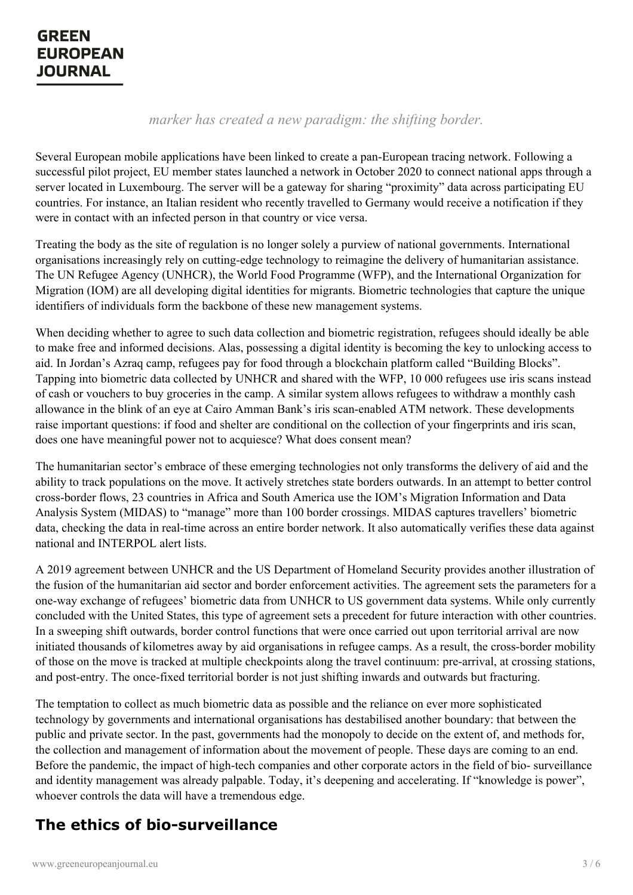*marker has created a new paradigm: the shifting border.*

Several European mobile applications have been linked to create a pan-European tracing network. Following a successful pilot project, EU member states launched a network in October 2020 to connect national apps through a server located in Luxembourg. The server will be a gateway for sharing "proximity" data across participating EU countries. For instance, an Italian resident who recently travelled to Germany would receive a notification if they were in contact with an infected person in that country or vice versa.

Treating the body as the site of regulation is no longer solely a purview of national governments. International organisations increasingly rely on cutting-edge technology to reimagine the delivery of humanitarian assistance. The UN Refugee Agency (UNHCR), the World Food Programme (WFP), and the International Organization for Migration (IOM) are all developing digital identities for migrants. Biometric technologies that capture the unique identifiers of individuals form the backbone of these new management systems.

When deciding whether to agree to such data collection and biometric registration, refugees should ideally be able to make free and informed decisions. Alas, possessing a digital identity is becoming the key to unlocking access to aid. In Jordan's Azraq camp, refugees pay for food through a blockchain platform called "Building Blocks". Tapping into biometric data collected by UNHCR and shared with the WFP, 10 000 refugees use iris scans instead of cash or vouchers to buy groceries in the camp. A similar system allows refugees to withdraw a monthly cash allowance in the blink of an eye at Cairo Amman Bank's iris scan-enabled ATM network. These developments raise important questions: if food and shelter are conditional on the collection of your fingerprints and iris scan, does one have meaningful power not to acquiesce? What does consent mean?

The humanitarian sector's embrace of these emerging technologies not only transforms the delivery of aid and the ability to track populations on the move. It actively stretches state borders outwards. In an attempt to better control cross-border flows, 23 countries in Africa and South America use the IOM's Migration Information and Data Analysis System (MIDAS) to "manage" more than 100 border crossings. MIDAS captures travellers' biometric data, checking the data in real-time across an entire border network. It also automatically verifies these data against national and INTERPOL alert lists.

A 2019 agreement between UNHCR and the US Department of Homeland Security provides another illustration of the fusion of the humanitarian aid sector and border enforcement activities. The agreement sets the parameters for a one-way exchange of refugees' biometric data from UNHCR to US government data systems. While only currently concluded with the United States, this type of agreement sets a precedent for future interaction with other countries. In a sweeping shift outwards, border control functions that were once carried out upon territorial arrival are now initiated thousands of kilometres away by aid organisations in refugee camps. As a result, the cross-border mobility of those on the move is tracked at multiple checkpoints along the travel continuum: pre-arrival, at crossing stations, and post-entry. The once-fixed territorial border is not just shifting inwards and outwards but fracturing.

The temptation to collect as much biometric data as possible and the reliance on ever more sophisticated technology by governments and international organisations has destabilised another boundary: that between the public and private sector. In the past, governments had the monopoly to decide on the extent of, and methods for, the collection and management of information about the movement of people. These days are coming to an end. Before the pandemic, the impact of high-tech companies and other corporate actors in the field of bio- surveillance and identity management was already palpable. Today, it's deepening and accelerating. If "knowledge is power", whoever controls the data will have a tremendous edge.

## The ethics of bio-surveillance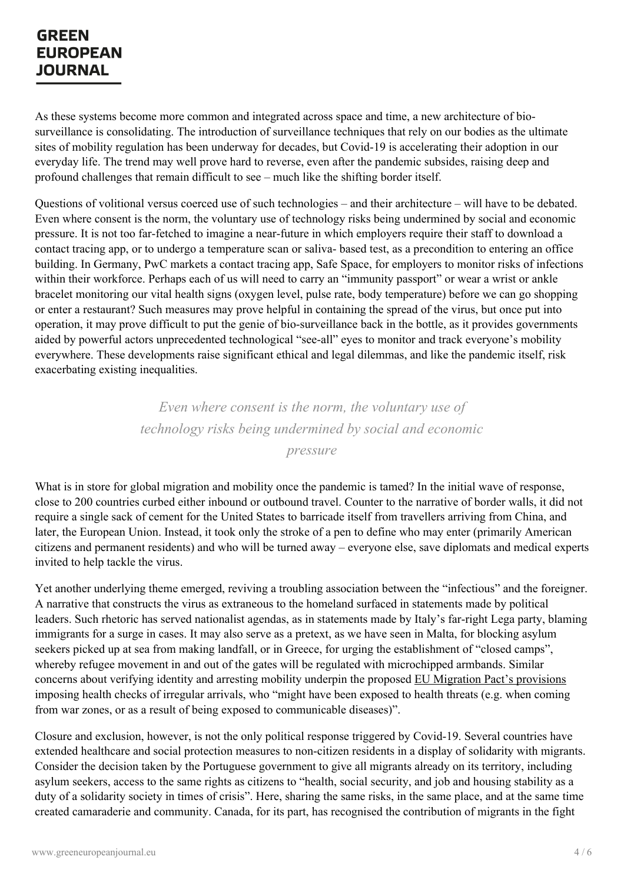As these systems become more common and integrated across space and time, a new architecture of bio-surveillance is consolidating. The introduction of surveillance techniques that rely on our bodies as the ultimate sites of mobility regulation has been underway for decades, but Covid-19 is accelerating their adoption in our everyday life. The trend may well prove hard to reverse, even after the pandemic subsides, raising deep and profound challenges that remain difficult to see – much like the shifting border itself.

Questions of volitional versus coerced use of such technologies – and their architecture – will have to be debated. Even where consent is the norm, the voluntary use of technology risks being undermined by social and economic pressure. It is not too far-fetched to imagine a near-future in which employers require their staff to download a contact tracing app, or to undergo a temperature scan or saliva- based test, as a precondition to entering an office building. In Germany, PwC markets a contact tracing app, Safe Space, for employers to monitor risks of infections within their workforce. Perhaps each of us will need to carry an "immunity passport" or wear a wrist or ankle bracelet monitoring our vital health signs (oxygen level, pulse rate, body temperature) before we can go shopping or enter a restaurant? Such measures may prove helpful in containing the spread of the virus, but once put into operation, it may prove difficult to put the genie of bio-surveillance back in the bottle, as it provides governments aided by powerful actors unprecedented technological "see-all" eyes to monitor and track everyone's mobility everywhere. These developments raise significant ethical and legal dilemmas, and like the pandemic itself, risk exacerbating existing inequalities.

> *Even where consent is the norm, the voluntary use of technology risks being undermined by social and economic pressure*

What is in store for global migration and mobility once the pandemic is tamed? In the initial wave of response, close to 200 countries curbed either inbound or outbound travel. Counter to the narrative of border walls, it did not require a single sack of cement for the United States to barricade itself from travellers arriving from China, and later, the European Union. Instead, it took only the stroke of a pen to define who may enter (primarily American citizens and permanent residents) and who will be turned away – everyone else, save diplomats and medical experts invited to help tackle the virus.

Yet another underlying theme emerged, reviving a troubling association between the "infectious" and the foreigner. A narrative that constructs the virus as extraneous to the homeland surfaced in statements made by political leaders. Such rhetoric has served nationalist agendas, as in statements made by Italy's far-right Lega party, blaming immigrants for a surge in cases. It may also serve as a pretext, as we have seen in Malta, for blocking asylum seekers picked up at sea from making landfall, or in Greece, for urging the establishment of "closed camps", whereby refugee movement in and out of the gates will be regulated with microchipped armbands. Similar concerns about verifying identity and arresting mobility underpin the proposed EU Migration Pact's provisions imposing health checks of irregular arrivals, who "might have been exposed to health threats (e.g. when coming from war zones, or as a result of being exposed to communicable diseases)".

Closure and exclusion, however, is not the only political response triggered by Covid-19. Several countries have extended healthcare and social protection measures to non-citizen residents in a display of solidarity with migrants. Consider the decision taken by the Portuguese government to give all migrants already on its territory, including asylum seekers, access to the same rights as citizens to "health, social security, and job and housing stability as a duty of a solidarity society in times of crisis". Here, sharing the same risks, in the same place, and at the same time created camaraderie and community. Canada, for its part, has recognised the contribution of migrants in the fight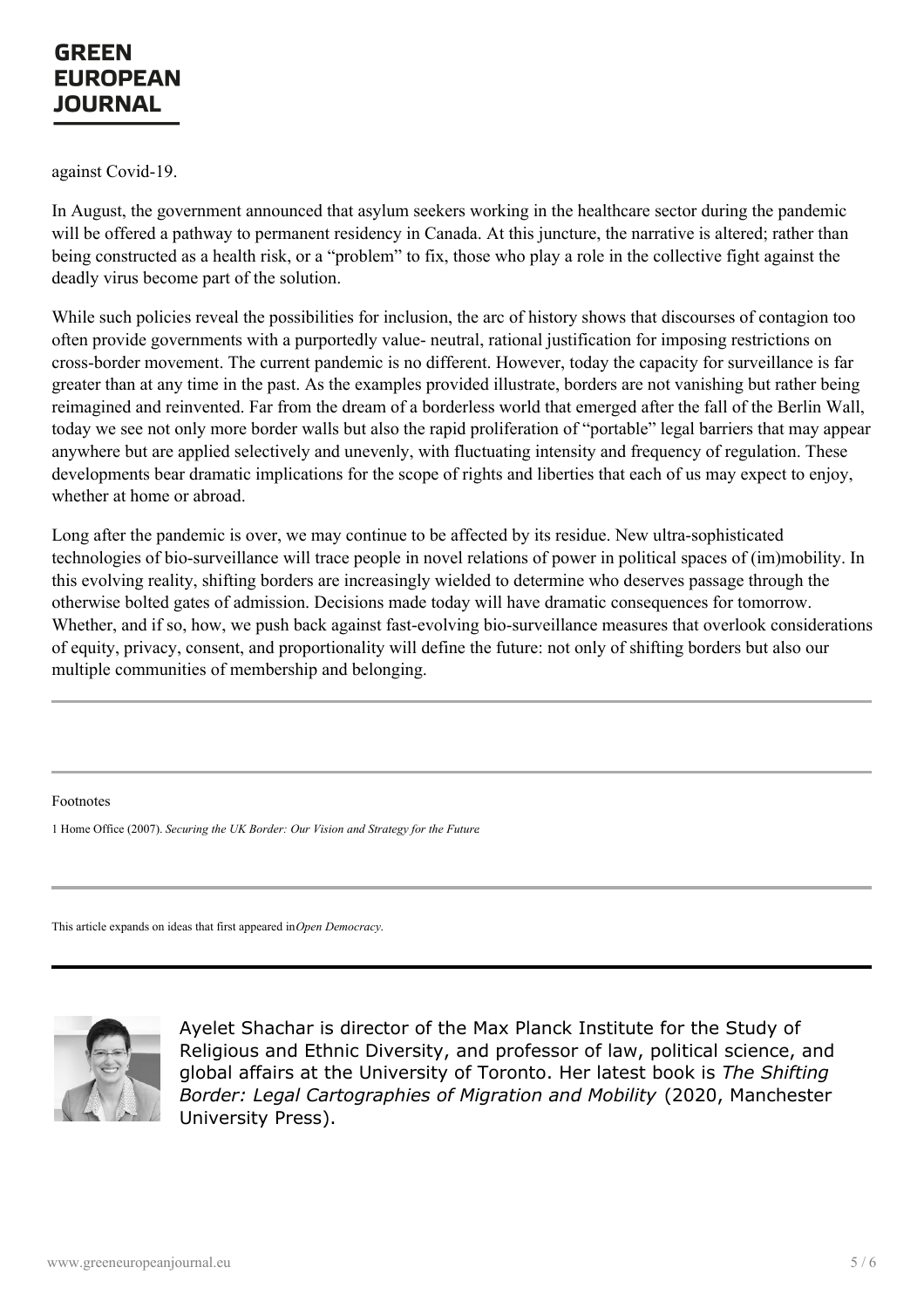against Covid-19.

In August, the government announced that asylum seekers working in the healthcare sector during the pandemic will be offered a pathway to permanent residency in Canada. At this juncture, the narrative is altered; rather than being constructed as a health risk, or a "problem" to fix, those who play a role in the collective fight against the deadly virus become part of the solution.

While such policies reveal the possibilities for inclusion, the arc of history shows that discourses of contagion too often provide governments with a purportedly value- neutral, rational justification for imposing restrictions on cross-border movement. The current pandemic is no different. However, today the capacity for surveillance is far greater than at any time in the past. As the examples provided illustrate, borders are not vanishing but rather being reimagined and reinvented. Far from the dream of a borderless world that emerged after the fall of the Berlin Wall, today we see not only more border walls but also the rapid proliferation of "portable" legal barriers that may appear anywhere but are applied selectively and unevenly, with fluctuating intensity and frequency of regulation. These developments bear dramatic implications for the scope of rights and liberties that each of us may expect to enjoy, whether at home or abroad.

Long after the pandemic is over, we may continue to be affected by its residue. New ultra-sophisticated technologies of bio-surveillance will trace people in novel relations of power in political spaces of (im)mobility. In this evolving reality, shifting borders are increasingly wielded to determine who deserves passage through the otherwise bolted gates of admission. Decisions made today will have dramatic consequences for tomorrow. Whether, and if so, how, we push back against fast-evolving bio-surveillance measures that overlook considerations of equity, privacy, consent, and proportionality will define the future: not only of shifting borders but also our multiple communities of membership and belonging.

---

Footnotes

1 Home Office (2007). *Securing the UK Border: Our Vision and Strategy for the Future*

---

This article expands on ideas that first appeared in *Open Democracy*.

---

Ayelet Shachar is director of the Max Planck Institute for the Study of Religious and Ethnic Diversity, and professor of law, political science, and global affairs at the University of Toronto. Her latest book is *The Shifting Border: Legal Cartographies of Migration and Mobility* (2020, Manchester University Press).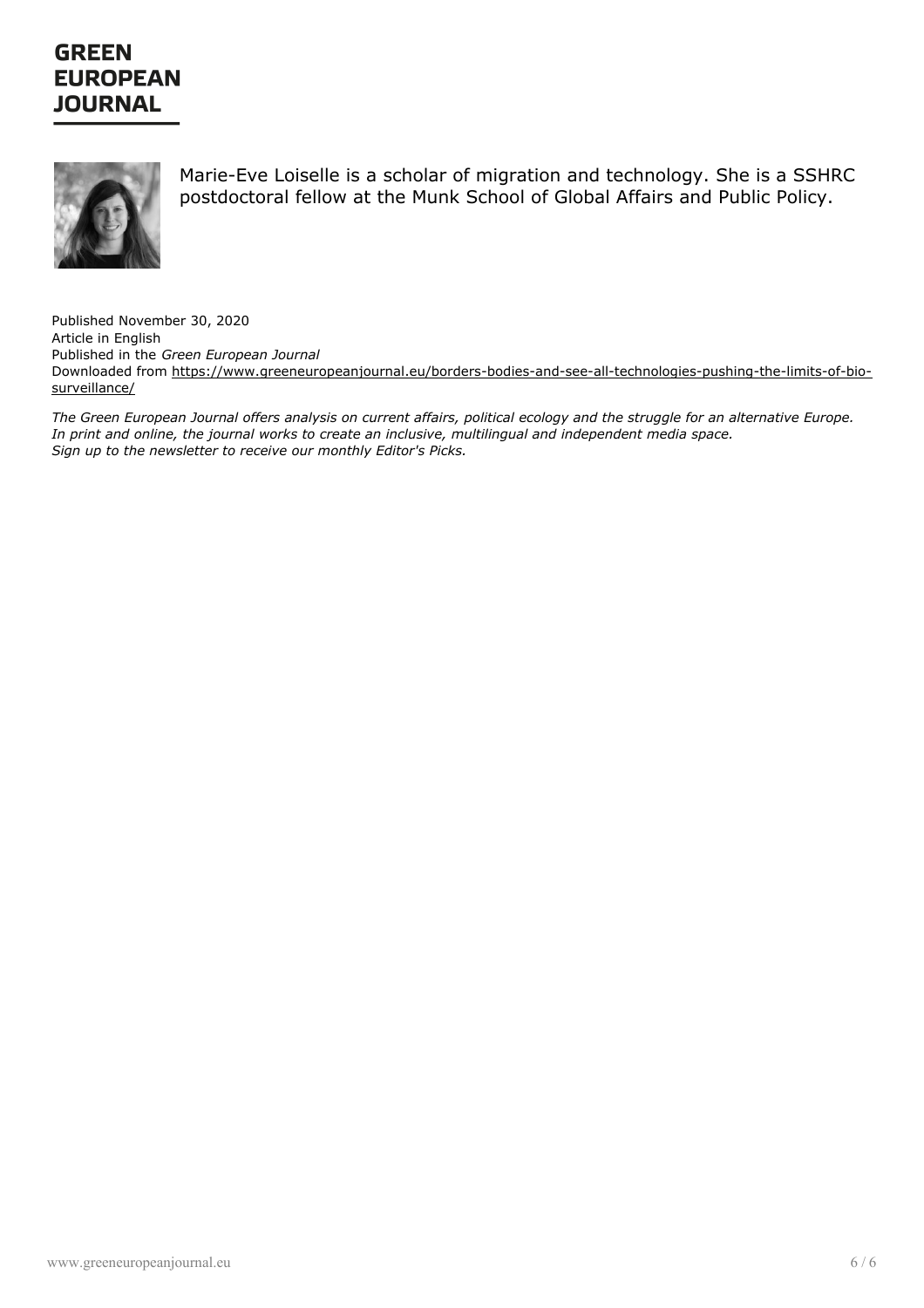Marie-Eve Loiselle is a scholar of migration and technology. She is a SSHRC postdoctoral fellow at the Munk School of Global Affairs and Public Policy.

Published November 30, 2020
Article in English
Published in the *Green European Journal*
Downloaded from https://www.greeneuropeanjournal.eu/borders-bodies-and-see-all-technologies-pushing-the-limits-of-bio-surveillance/

*The Green European Journal offers analysis on current affairs, political ecology and the struggle for an alternative Europe. In print and online, the journal works to create an inclusive, multilingual and independent media space. Sign up to the newsletter to receive our monthly Editor's Picks.*